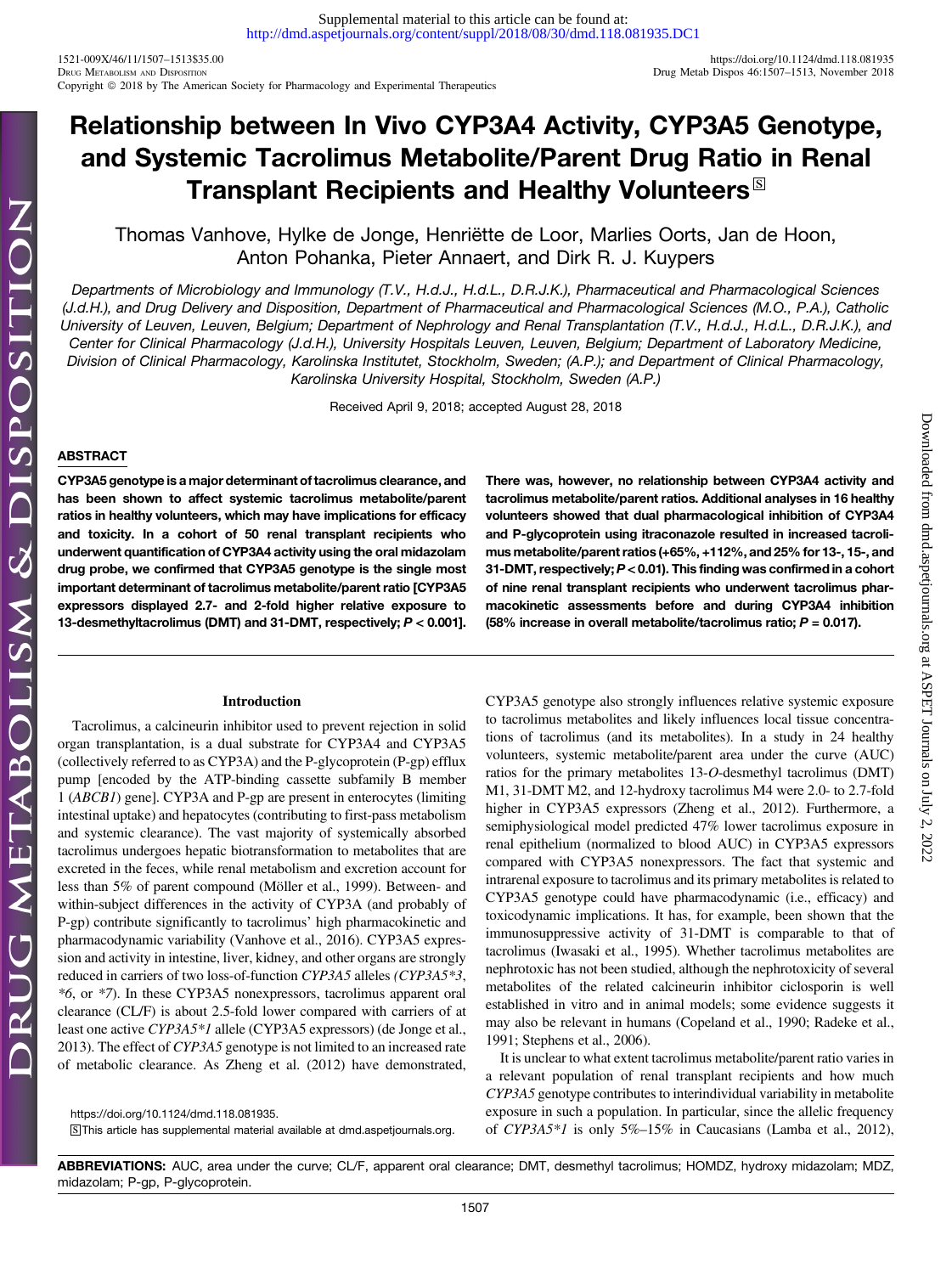# Relationship between In Vivo CYP3A4 Activity, CYP3A5 Genotype, and Systemic Tacrolimus Metabolite/Parent Drug Ratio in Renal Transplant Recipients and Healthy Volunteers

Thomas Vanhove, Hylke de Jonge, Henriëtte de Loor, Marlies Oorts, Jan de Hoon, Anton Pohanka, Pieter Annaert, and Dirk R. J. Kuypers

*Departments of Microbiology and Immunology (T.V., H.d.J., H.d.L., D.R.J.K.), Pharmaceutical and Pharmacological Sciences (J.d.H.), and Drug Delivery and Disposition, Department of Pharmaceutical and Pharmacological Sciences (M.O., P.A.), Catholic University of Leuven, Leuven, Belgium; Department of Nephrology and Renal Transplantation (T.V., H.d.J., H.d.L., D.R.J.K.), and Center for Clinical Pharmacology (J.d.H.), University Hospitals Leuven, Leuven, Belgium; Department of Laboratory Medicine, Division of Clinical Pharmacology, Karolinska Institutet, Stockholm, Sweden; (A.P.); and Department of Clinical Pharmacology, Karolinska University Hospital, Stockholm, Sweden (A.P.)*

Received April 9, 2018; accepted August 28, 2018

## ABSTRACT

**CYP3A5 genotype is a major determinant of tacrolimus clearance, and has been shown to affect systemic tacrolimus metabolite/parent ratios in healthy volunteers, which may have implications for efficacy and toxicity. In a cohort of 50 renal transplant recipients who underwent quantification of CYP3A4 activity using the oral midazolam drug probe, we confirmed that CYP3A5 genotype is the single most important determinant of tacrolimus metabolite/parent ratio [CYP3A5 expressors displayed 2.7- and 2-fold higher relative exposure to 13-desmethyltacrolimus (DMT) and 31-DMT, respectively; $P < 0.001$]. There was, however, no relationship between CYP3A4 activity and tacrolimus metabolite/parent ratios. Additional analyses in 16 healthy volunteers showed that dual pharmacological inhibition of CYP3A4 and P-glycoprotein using itraconazole resulted in increased tacrolimus metabolite/parent ratios (+65%, +112%, and 25% for 13-, 15-, and 31-DMT, respectively; $P < 0.01$). This finding was confirmed in a cohort of nine renal transplant recipients who underwent tacrolimus pharmacokinetic assessments before and during CYP3A4 inhibition (58% increase in overall metabolite/tacrolimus ratio; $P = 0.017$).**

## Introduction

Tacrolimus, a calcineurin inhibitor used to prevent rejection in solid organ transplantation, is a dual substrate for CYP3A4 and CYP3A5 (collectively referred to as CYP3A) and the P-glycoprotein (P-gp) efflux pump [encoded by the ATP-binding cassette subfamily B member 1 (*ABCB1*) gene]. CYP3A and P-gp are present in enterocytes (limiting intestinal uptake) and hepatocytes (contributing to first-pass metabolism and systemic clearance). The vast majority of systemically absorbed tacrolimus undergoes hepatic biotransformation to metabolites that are excreted in the feces, while renal metabolism and excretion account for less than 5% of parent compound (Möller et al., 1999). Between- and within-subject differences in the activity of CYP3A (and probably of P-gp) contribute significantly to tacrolimus' high pharmacokinetic and pharmacodynamic variability (Vanhove et al., 2016). CYP3A5 expression and activity in intestine, liver, kidney, and other organs are strongly reduced in carriers of two loss-of-function *CYP3A5* alleles (*CYP3A5\*3*, *\*6*, or *\*7*). In these CYP3A5 nonexpressors, tacrolimus apparent oral clearance (CL/F) is about 2.5-fold lower compared with carriers of at least one active *CYP3A5\*1* allele (CYP3A5 expressors) (de Jonge et al., 2013). The effect of *CYP3A5* genotype is not limited to an increased rate of metabolic clearance. As Zheng et al. (2012) have demonstrated, CYP3A5 genotype also strongly influences relative systemic exposure to tacrolimus metabolites and likely influences local tissue concentrations of tacrolimus (and its metabolites). In a study in 24 healthy volunteers, systemic metabolite/parent area under the curve (AUC) ratios for the primary metabolites 13-*O*-desmethyl tacrolimus (DMT) M1, 31-DMT M2, and 12-hydroxy tacrolimus M4 were 2.0- to 2.7-fold higher in CYP3A5 expressors (Zheng et al., 2012). Furthermore, a semiphysiological model predicted 47% lower tacrolimus exposure in renal epithelium (normalized to blood AUC) in CYP3A5 expressors compared with CYP3A5 nonexpressors. The fact that systemic and intrarenal exposure to tacrolimus and its primary metabolites is related to CYP3A5 genotype could have pharmacodynamic (i.e., efficacy) and toxicodynamic implications. It has, for example, been shown that the immunosuppressive activity of 31-DMT is comparable to that of tacrolimus (Iwasaki et al., 1995). Whether tacrolimus metabolites are nephrotoxic has not been studied, although the nephrotoxicity of several metabolites of the related calcineurin inhibitor ciclosporin is well established in vitro and in animal models; some evidence suggests it may also be relevant in humans (Copeland et al., 1990; Radeke et al., 1991; Stephens et al., 2006).

It is unclear to what extent tacrolimus metabolite/parent ratio varies in a relevant population of renal transplant recipients and how much *CYP3A5* genotype contributes to interindividual variability in metabolite exposure in such a population. In particular, since the allelic frequency of *CYP3A5\*1* is only 5%–15% in Caucasians (Lamba et al., 2012),

https://doi.org/10.1124/dmd.118.081935.

This article has supplemental material available at dmd.aspetjournals.org.

**ABBREVIATIONS:** AUC, area under the curve; CL/F, apparent oral clearance; DMT, desmethyl tacrolimus; HOMDZ, hydroxy midazolam; MDZ, midazolam; P-gp, P-glycoprotein.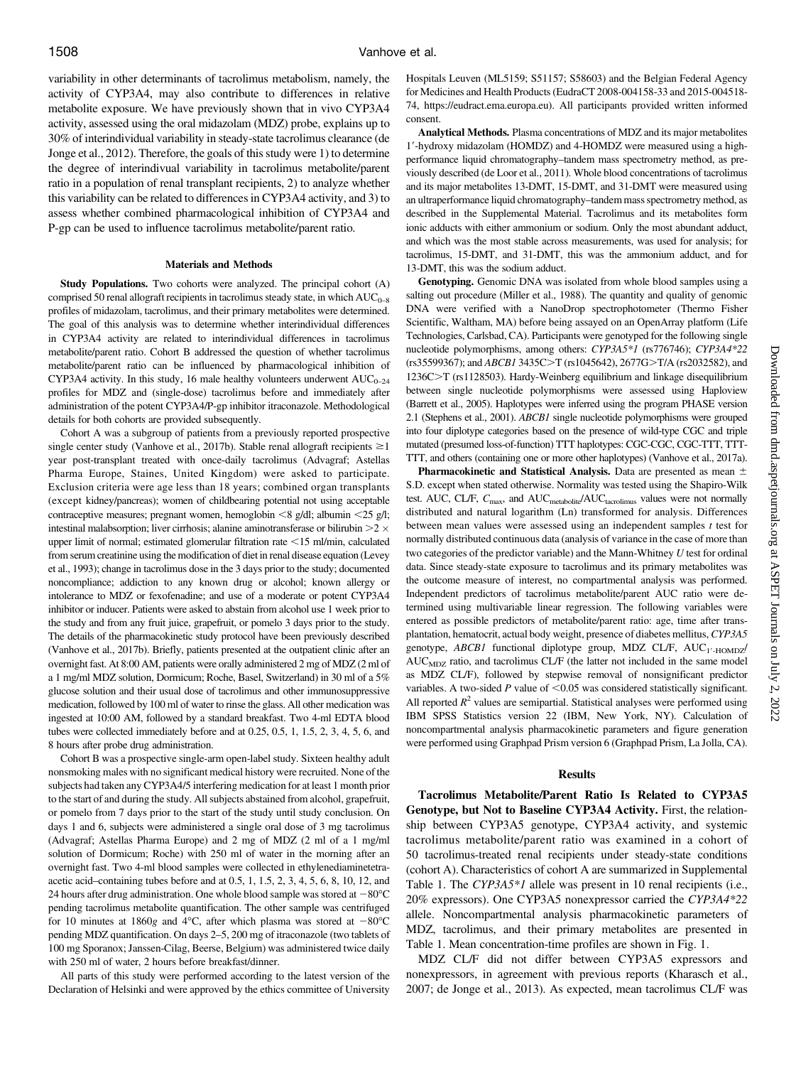variability in other determinants of tacrolimus metabolism, namely, the activity of CYP3A4, may also contribute to differences in relative metabolite exposure. We have previously shown that in vivo CYP3A4 activity, assessed using the oral midazolam (MDZ) probe, explains up to 30% of interindividual variability in steady-state tacrolimus clearance (de Jonge et al., 2012). Therefore, the goals of this study were 1) to determine the degree of interindivdual variability in tacrolimus metabolite/parent ratio in a population of renal transplant recipients, 2) to analyze whether this variability can be related to differences in CYP3A4 activity, and 3) to assess whether combined pharmacological inhibition of CYP3A4 and P-gp can be used to influence tacrolimus metabolite/parent ratio.

## Materials and Methods

**Study Populations.** Two cohorts were analyzed. The principal cohort (A) comprised 50 renal allograft recipients in tacrolimus steady state, in which $AUC_{0–8}$ profiles of midazolam, tacrolimus, and their primary metabolites were determined. The goal of this analysis was to determine whether interindividual differences in CYP3A4 activity are related to interindividual differences in tacrolimus metabolite/parent ratio. Cohort B addressed the question of whether tacrolimus metabolite/parent ratio can be influenced by pharmacological inhibition of CYP3A4 activity. In this study, 16 male healthy volunteers underwent $AUC_{0–24}$ profiles for MDZ and (single-dose) tacrolimus before and immediately after administration of the potent CYP3A4/P-gp inhibitor itraconazole. Methodological details for both cohorts are provided subsequently.

Cohort A was a subgroup of patients from a previously reported prospective single center study (Vanhove et al., 2017b). Stable renal allograft recipients ≥1 year post-transplant treated with once-daily tacrolimus (Advagraf; Astellas Pharma Europe, Staines, United Kingdom) were asked to participate. Exclusion criteria were age less than 18 years; combined organ transplants (except kidney/pancreas); women of childbearing potential not using acceptable contraceptive measures; pregnant women, hemoglobin <8 g/dl; albumin <25 g/l; intestinal malabsorption; liver cirrhosis; alanine aminotransferase or bilirubin >2 × upper limit of normal; estimated glomerular filtration rate <15 ml/min, calculated from serum creatinine using the modification of diet in renal disease equation (Levey et al., 1993); change in tacrolimus dose in the 3 days prior to the study; documented noncompliance; addiction to any known drug or alcohol; known allergy or intolerance to MDZ or fexofenadine; and use of a moderate or potent CYP3A4 inhibitor or inducer. Patients were asked to abstain from alcohol use 1 week prior to the study and from any fruit juice, grapefruit, or pomelo 3 days prior to the study. The details of the pharmacokinetic study protocol have been previously described (Vanhove et al., 2017b). Briefly, patients presented at the outpatient clinic after an overnight fast. At 8:00 AM, patients were orally administered 2 mg of MDZ (2 ml of a 1 mg/ml MDZ solution, Dormicum; Roche, Basel, Switzerland) in 30 ml of a 5% glucose solution and their usual dose of tacrolimus and other immunosuppressive medication, followed by 100 ml of water to rinse the glass. All other medication was ingested at 10:00 AM, followed by a standard breakfast. Two 4-ml EDTA blood tubes were collected immediately before and at 0.25, 0.5, 1, 1.5, 2, 3, 4, 5, 6, and 8 hours after probe drug administration.

Cohort B was a prospective single-arm open-label study. Sixteen healthy adult nonsmoking males with no significant medical history were recruited. None of the subjects had taken any CYP3A4/5 interfering medication for at least 1 month prior to the start of and during the study. All subjects abstained from alcohol, grapefruit, or pomelo from 7 days prior to the start of the study until study conclusion. On days 1 and 6, subjects were administered a single oral dose of 3 mg tacrolimus (Advagraf; Astellas Pharma Europe) and 2 mg of MDZ (2 ml of a 1 mg/ml solution of Dormicum; Roche) with 250 ml of water in the morning after an overnight fast. Two 4-ml blood samples were collected in ethylenediaminetetraacetic acid–containing tubes before and at 0.5, 1, 1.5, 2, 3, 4, 5, 6, 8, 10, 12, and 24 hours after drug administration. One whole blood sample was stored at −80°C pending tacrolimus metabolite quantification. The other sample was centrifuged for 10 minutes at 1860*g* and 4°C, after which plasma was stored at −80°C pending MDZ quantification. On days 2–5, 200 mg of itraconazole (two tablets of 100 mg Sporanox; Janssen-Cilag, Beerse, Belgium) was administered twice daily with 250 ml of water, 2 hours before breakfast/dinner.

All parts of this study were performed according to the latest version of the Declaration of Helsinki and were approved by the ethics committee of University Hospitals Leuven (ML5159; S51157; S58603) and the Belgian Federal Agency for Medicines and Health Products (EudraCT 2008-004158-33 and 2015-004518-74, https://eudract.ema.europa.eu). All participants provided written informed consent.

**Analytical Methods.** Plasma concentrations of MDZ and its major metabolites 1′-hydroxy midazolam (HOMDZ) and 4-HOMDZ were measured using a high-performance liquid chromatography–tandem mass spectrometry method, as previously described (de Loor et al., 2011). Whole blood concentrations of tacrolimus and its major metabolites 13-DMT, 15-DMT, and 31-DMT were measured using an ultraperformance liquid chromatography–tandem mass spectrometry method, as described in the Supplemental Material. Tacrolimus and its metabolites form ionic adducts with either ammonium or sodium. Only the most abundant adduct, and which was the most stable across measurements, was used for analysis; for tacrolimus, 15-DMT, and 31-DMT, this was the ammonium adduct, and for 13-DMT, this was the sodium adduct.

**Genotyping.** Genomic DNA was isolated from whole blood samples using a salting out procedure (Miller et al., 1988). The quantity and quality of genomic DNA were verified with a NanoDrop spectrophotometer (Thermo Fisher Scientific, Waltham, MA) before being assayed on an OpenArray platform (Life Technologies, Carlsbad, CA). Participants were genotyped for the following single nucleotide polymorphisms, among others: *CYP3A5\*1* (rs776746); *CYP3A4\*22* (rs35599367); and *ABCB1* 3435C>T (rs1045642), 2677G>T/A (rs2032582), and 1236C>T (rs1128503). Hardy-Weinberg equilibrium and linkage disequilibrium between single nucleotide polymorphisms were assessed using Haploview (Barrett et al., 2005). Haplotypes were inferred using the program PHASE version 2.1 (Stephens et al., 2001). *ABCB1* single nucleotide polymorphisms were grouped into four diplotype categories based on the presence of wild-type CGC and triple mutated (presumed loss-of-function) TTT haplotypes: CGC-CGC, CGC-TTT, TTT-TTT, and others (containing one or more other haplotypes) (Vanhove et al., 2017a).

**Pharmacokinetic and Statistical Analysis.** Data are presented as mean ± S.D. except when stated otherwise. Normality was tested using the Shapiro-Wilk test. AUC, CL/F, $C_{max}$, and $AUC_{metabolite}/AUC_{tacrolimus}$ values were not normally distributed and natural logarithm (Ln) transformed for analysis. Differences between mean values were assessed using an independent samples *t* test for normally distributed continuous data (analysis of variance in the case of more than two categories of the predictor variable) and the Mann-Whitney *U* test for ordinal data. Since steady-state exposure to tacrolimus and its primary metabolites was the outcome measure of interest, no compartmental analysis was performed. Independent predictors of tacrolimus metabolite/parent AUC ratio were determined using multivariable linear regression. The following variables were entered as possible predictors of metabolite/parent ratio: age, time after transplantation, hematocrit, actual body weight, presence of diabetes mellitus, *CYP3A5* genotype, *ABCB1* functional diplotype group, MDZ CL/F, $AUC_{1'\text{-}HOMDZ}/AUC_{MDZ}$ ratio, and tacrolimus CL/F (the latter not included in the same model as MDZ CL/F), followed by stepwise removal of nonsignificant predictor variables. A two-sided *P* value of <0.05 was considered statistically significant. All reported $R^2$ values are semipartial. Statistical analyses were performed using IBM SPSS Statistics version 22 (IBM, New York, NY). Calculation of noncompartmental analysis pharmacokinetic parameters and figure generation were performed using Graphpad Prism version 6 (Graphpad Prism, La Jolla, CA).

## Results

**Tacrolimus Metabolite/Parent Ratio Is Related to CYP3A5 Genotype, but Not to Baseline CYP3A4 Activity.** First, the relationship between CYP3A5 genotype, CYP3A4 activity, and systemic tacrolimus metabolite/parent ratio was examined in a cohort of 50 tacrolimus-treated renal recipients under steady-state conditions (cohort A). Characteristics of cohort A are summarized in Supplemental Table 1. The *CYP3A5\*1* allele was present in 10 renal recipients (i.e., 20% expressors). One CYP3A5 nonexpressor carried the *CYP3A4\*22* allele. Noncompartmental analysis pharmacokinetic parameters of MDZ, tacrolimus, and their primary metabolites are presented in Table 1. Mean concentration-time profiles are shown in Fig. 1.

MDZ CL/F did not differ between CYP3A5 expressors and nonexpressors, in agreement with previous reports (Kharasch et al., 2007; de Jonge et al., 2013). As expected, mean tacrolimus CL/F was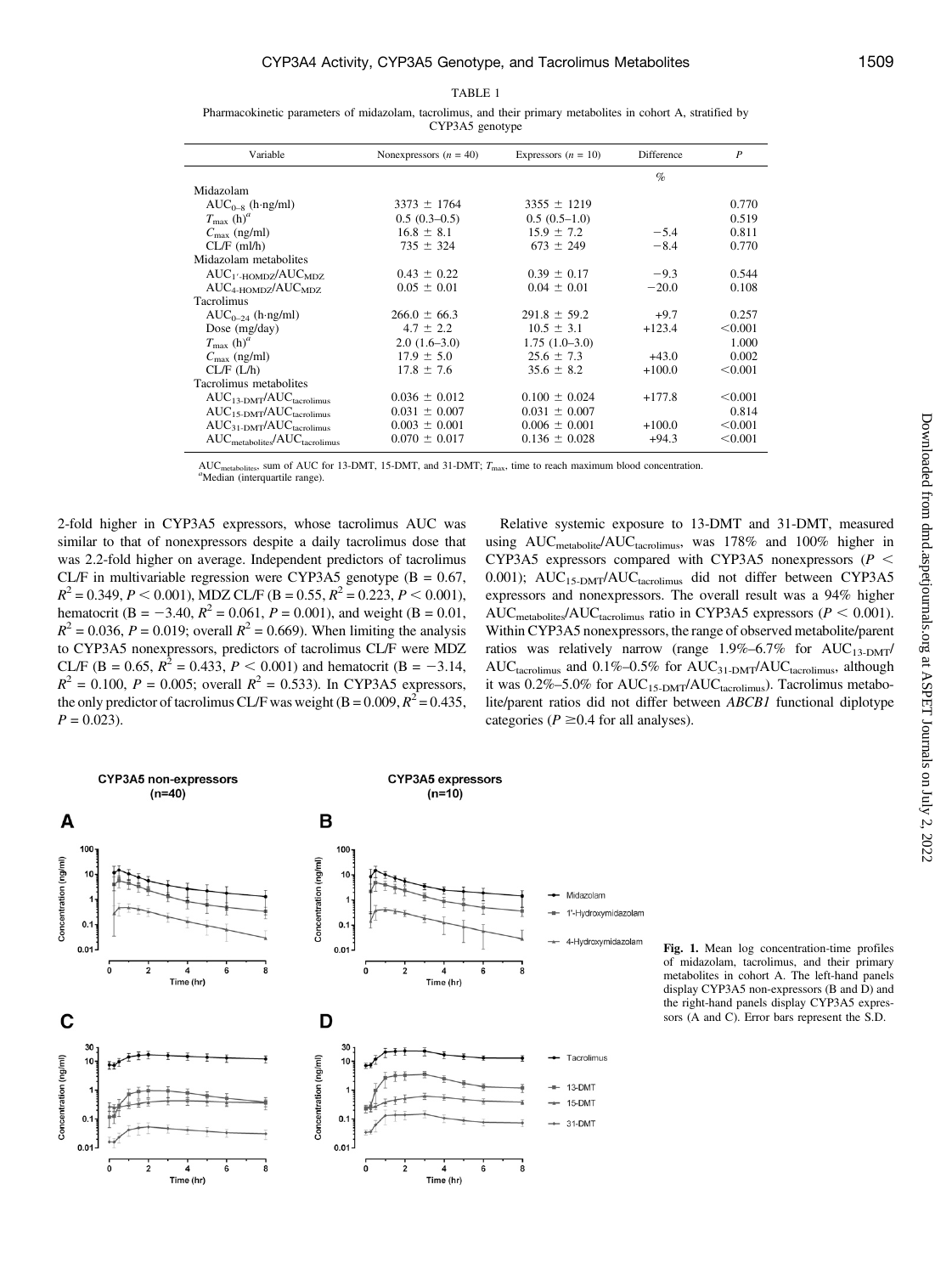TABLE 1

Pharmacokinetic parameters of midazolam, tacrolimus, and their primary metabolites in cohort A, stratified by CYP3A5 genotype

| Variable | Nonexpressors ($n$ = 40) | Expressors ($n$ = 10) | Difference | $P$ |
|---|---|---|---|---|
| | | | % | |
| Midazolam | | | | |
| $AUC_{0–8}$ (h·ng/ml) | 3373 ± 1764 | 3355 ± 1219 | | 0.770 |
| $T_{max}$ (h)[a] | 0.5 (0.3–0.5) | 0.5 (0.5–1.0) | | 0.519 |
| $C_{max}$ (ng/ml) | 16.8 ± 8.1 | 15.9 ± 7.2 | −5.4 | 0.811 |
| CL/F (ml/h) | 735 ± 324 | 673 ± 249 | −8.4 | 0.770 |
| Midazolam metabolites | | | | |
| $AUC_{1'\text{-HOMDZ}}/AUC_{MDZ}$ | 0.43 ± 0.22 | 0.39 ± 0.17 | −9.3 | 0.544 |
| $AUC_{4\text{-HOMDZ}}/AUC_{MDZ}$ | 0.05 ± 0.01 | 0.04 ± 0.01 | −20.0 | 0.108 |
| Tacrolimus | | | | |
| $AUC_{0–24}$ (h·ng/ml) | 266.0 ± 66.3 | 291.8 ± 59.2 | +9.7 | 0.257 |
| Dose (mg/day) | 4.7 ± 2.2 | 10.5 ± 3.1 | +123.4 | <0.001 |
| $T_{max}$ (h)[a] | 2.0 (1.6–3.0) | 1.75 (1.0–3.0) | | 1.000 |
| $C_{max}$ (ng/ml) | 17.9 ± 5.0 | 25.6 ± 7.3 | +43.0 | 0.002 |
| CL/F (L/h) | 17.8 ± 7.6 | 35.6 ± 8.2 | +100.0 | <0.001 |
| Tacrolimus metabolites | | | | |
| $AUC_{13\text{-DMT}}/AUC_{tacrolimus}$ | 0.036 ± 0.012 | 0.100 ± 0.024 | +177.8 | <0.001 |
| $AUC_{15\text{-DMT}}/AUC_{tacrolimus}$ | 0.031 ± 0.007 | 0.031 ± 0.007 | | 0.814 |
| $AUC_{31\text{-DMT}}/AUC_{tacrolimus}$ | 0.003 ± 0.001 | 0.006 ± 0.001 | +100.0 | <0.001 |
| $AUC_{metabolites}/AUC_{tacrolimus}$ | 0.070 ± 0.017 | 0.136 ± 0.028 | +94.3 | <0.001 |

$AUC_{metabolites}$, sum of AUC for 13-DMT, 15-DMT, and 31-DMT; $T_{max}$, time to reach maximum blood concentration.
[a]Median (interquartile range).

2-fold higher in CYP3A5 expressors, whose tacrolimus AUC was similar to that of nonexpressors despite a daily tacrolimus dose that was 2.2-fold higher on average. Independent predictors of tacrolimus CL/F in multivariable regression were CYP3A5 genotype (B = 0.67, $R^2$ = 0.349, $P$ < 0.001), MDZ CL/F (B = 0.55, $R^2$ = 0.223, $P$ < 0.001), hematocrit (B = −3.40, $R^2$ = 0.061, $P$ = 0.001), and weight (B = 0.01, $R^2$ = 0.036, $P$ = 0.019; overall $R^2$ = 0.669). When limiting the analysis to CYP3A5 nonexpressors, predictors of tacrolimus CL/F were MDZ CL/F (B = 0.65, $R^2$ = 0.433, $P$ < 0.001) and hematocrit (B = −3.14, $R^2$ = 0.100, $P$ = 0.005; overall $R^2$ = 0.533). In CYP3A5 expressors, the only predictor of tacrolimus CL/F was weight (B = 0.009, $R^2$ = 0.435, $P$ = 0.023).

Relative systemic exposure to 13-DMT and 31-DMT, measured using $AUC_{metabolite}/AUC_{tacrolimus}$, was 178% and 100% higher in CYP3A5 expressors compared with CYP3A5 nonexpressors ($P$ < 0.001); $AUC_{15\text{-DMT}}/AUC_{tacrolimus}$ did not differ between CYP3A5 expressors and nonexpressors. The overall result was a 94% higher $AUC_{metabolites}/AUC_{tacrolimus}$ ratio in CYP3A5 expressors ($P$ < 0.001). Within CYP3A5 nonexpressors, the range of observed metabolite/parent ratios was relatively narrow (range 1.9%–6.7% for $AUC_{13\text{-DMT}}/AUC_{tacrolimus}$ and 0.1%–0.5% for $AUC_{31\text{-DMT}}/AUC_{tacrolimus}$, although it was 0.2%–5.0% for $AUC_{15\text{-DMT}}/AUC_{tacrolimus}$). Tacrolimus metabolite/parent ratios did not differ between *ABCB1* functional diplotype categories ($P$ ≥0.4 for all analyses).

**Fig. 1.** Mean log concentration-time profiles of midazolam, tacrolimus, and their primary metabolites in cohort A. The left-hand panels display CYP3A5 non-expressors (B and D) and the right-hand panels display CYP3A5 expressors (A and C). Error bars represent the S.D.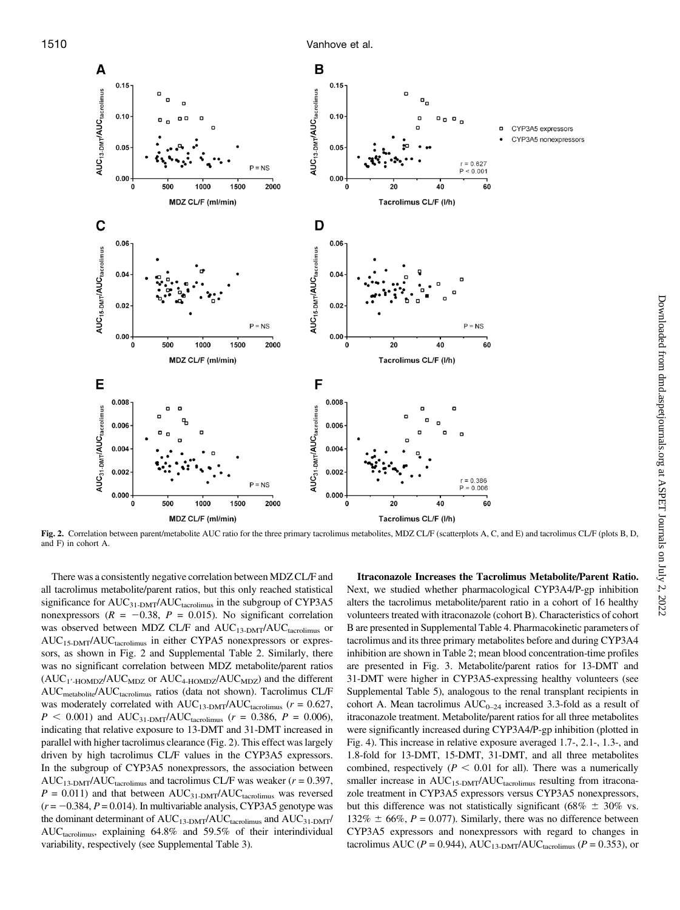**Fig. 2.** Correlation between parent/metabolite AUC ratio for the three primary tacrolimus metabolites, MDZ CL/F (scatterplots A, C, and E) and tacrolimus CL/F (plots B, D, and F) in cohort A.

There was a consistently negative correlation between MDZ CL/F and all tacrolimus metabolite/parent ratios, but this only reached statistical significance for $AUC_{31\text{-}DMT}/AUC_{tacrolimus}$ in the subgroup of CYP3A5 nonexpressors ($R = -0.38$, $P = 0.015$). No significant correlation was observed between MDZ CL/F and $AUC_{13\text{-}DMT}/AUC_{tacrolimus}$ or $AUC_{15\text{-}DMT}/AUC_{tacrolimus}$ in either CYPA5 nonexpressors or expressors, as shown in Fig. 2 and Supplemental Table 2. Similarly, there was no significant correlation between MDZ metabolite/parent ratios ($AUC_{1'\text{-}HOMDZ}/AUC_{MDZ}$ or $AUC_{4\text{-}HOMDZ}/AUC_{MDZ}$) and the different $AUC_{metabolite}/AUC_{tacrolimus}$ ratios (data not shown). Tacrolimus CL/F was moderately correlated with $AUC_{13\text{-}DMT}/AUC_{tacrolimus}$ ($r = 0.627$, $P < 0.001$) and $AUC_{31\text{-}DMT}/AUC_{tacrolimus}$ ($r = 0.386$, $P = 0.006$), indicating that relative exposure to 13-DMT and 31-DMT increased in parallel with higher tacrolimus clearance (Fig. 2). This effect was largely driven by high tacrolimus CL/F values in the CYP3A5 expressors. In the subgroup of CYP3A5 nonexpressors, the association between $AUC_{13\text{-}DMT}/AUC_{tacrolimus}$ and tacrolimus CL/F was weaker ($r = 0.397$, $P = 0.011$) and that between $AUC_{31\text{-}DMT}/AUC_{tacrolimus}$ was reversed ($r = -0.384$, $P = 0.014$). In multivariable analysis, CYP3A5 genotype was the dominant determinant of $AUC_{13\text{-}DMT}/AUC_{tacrolimus}$ and $AUC_{31\text{-}DMT}/AUC_{tacrolimus}$, explaining 64.8% and 59.5% of their interindividual variability, respectively (see Supplemental Table 3).

**Itraconazole Increases the Tacrolimus Metabolite/Parent Ratio.** Next, we studied whether pharmacological CYP3A4/P-gp inhibition alters the tacrolimus metabolite/parent ratio in a cohort of 16 healthy volunteers treated with itraconazole (cohort B). Characteristics of cohort B are presented in Supplemental Table 4. Pharmacokinetic parameters of tacrolimus and its three primary metabolites before and during CYP3A4 inhibition are shown in Table 2; mean blood concentration-time profiles are presented in Fig. 3. Metabolite/parent ratios for 13-DMT and 31-DMT were higher in CYP3A5-expressing healthy volunteers (see Supplemental Table 5), analogous to the renal transplant recipients in cohort A. Mean tacrolimus $AUC_{0\text{–}24}$ increased 3.3-fold as a result of itraconazole treatment. Metabolite/parent ratios for all three metabolites were significantly increased during CYP3A4/P-gp inhibition (plotted in Fig. 4). This increase in relative exposure averaged 1.7-, 2.1-, 1.3-, and 1.8-fold for 13-DMT, 15-DMT, 31-DMT, and all three metabolites combined, respectively ($P < 0.01$ for all). There was a numerically smaller increase in $AUC_{15\text{-}DMT}/AUC_{tacrolimus}$ resulting from itraconazole treatment in CYP3A5 expressors versus CYP3A5 nonexpressors, but this difference was not statistically significant (68% ± 30% vs. 132% ± 66%, $P = 0.077$). Similarly, there was no difference between CYP3A5 expressors and nonexpressors with regard to changes in tacrolimus AUC ($P = 0.944$), $AUC_{13\text{-}DMT}/AUC_{tacrolimus}$ ($P = 0.353$), or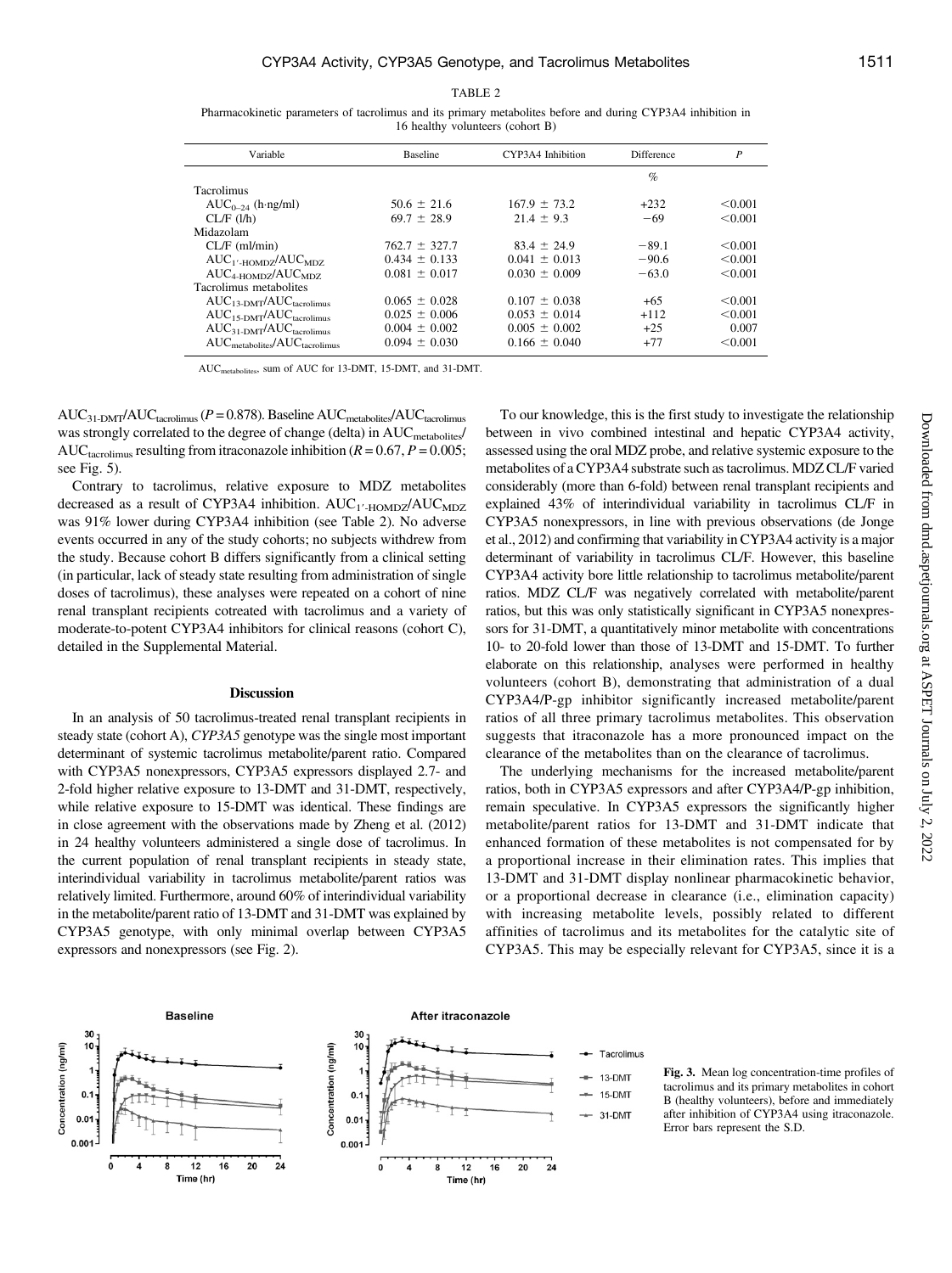TABLE 2

Pharmacokinetic parameters of tacrolimus and its primary metabolites before and during CYP3A4 inhibition in 16 healthy volunteers (cohort B)

| Variable | Baseline | CYP3A4 Inhibition | Difference | $P$ |
|---|---|---|---|---|
| | | | % | |
| Tacrolimus | | | | |
| $AUC_{0-24}$ (h·ng/ml) | 50.6 ± 21.6 | 167.9 ± 73.2 | +232 | <0.001 |
| CL/F (l/h) | 69.7 ± 28.9 | 21.4 ± 9.3 | −69 | <0.001 |
| Midazolam | | | | |
| CL/F (ml/min) | 762.7 ± 327.7 | 83.4 ± 24.9 | −89.1 | <0.001 |
| $AUC_{1'\text{-HOMDZ}}/AUC_{MDZ}$ | 0.434 ± 0.133 | 0.041 ± 0.013 | −90.6 | <0.001 |
| $AUC_{4\text{-HOMDZ}}/AUC_{MDZ}$ | 0.081 ± 0.017 | 0.030 ± 0.009 | −63.0 | <0.001 |
| Tacrolimus metabolites | | | | |
| $AUC_{13\text{-DMT}}/AUC_{tacrolimus}$ | 0.065 ± 0.028 | 0.107 ± 0.038 | +65 | <0.001 |
| $AUC_{15\text{-DMT}}/AUC_{tacrolimus}$ | 0.025 ± 0.006 | 0.053 ± 0.014 | +112 | <0.001 |
| $AUC_{31\text{-DMT}}/AUC_{tacrolimus}$ | 0.004 ± 0.002 | 0.005 ± 0.002 | +25 | 0.007 |
| $AUC_{metabolites}/AUC_{tacrolimus}$ | 0.094 ± 0.030 | 0.166 ± 0.040 | +77 | <0.001 |

$AUC_{metabolites}$, sum of AUC for 13-DMT, 15-DMT, and 31-DMT.

$AUC_{31\text{-DMT}}/AUC_{tacrolimus}$ ($P = 0.878$). Baseline $AUC_{metabolites}/AUC_{tacrolimus}$ was strongly correlated to the degree of change (delta) in $AUC_{metabolites}/AUC_{tacrolimus}$ resulting from itraconazole inhibition ($R = 0.67$, $P = 0.005$; see Fig. 5).

Contrary to tacrolimus, relative exposure to MDZ metabolites decreased as a result of CYP3A4 inhibition. $AUC_{1'\text{-HOMDZ}}/AUC_{MDZ}$ was 91% lower during CYP3A4 inhibition (see Table 2). No adverse events occurred in any of the study cohorts; no subjects withdrew from the study. Because cohort B differs significantly from a clinical setting (in particular, lack of steady state resulting from administration of single doses of tacrolimus), these analyses were repeated on a cohort of nine renal transplant recipients cotreated with tacrolimus and a variety of moderate-to-potent CYP3A4 inhibitors for clinical reasons (cohort C), detailed in the Supplemental Material.

## Discussion

In an analysis of 50 tacrolimus-treated renal transplant recipients in steady state (cohort A), *CYP3A5* genotype was the single most important determinant of systemic tacrolimus metabolite/parent ratio. Compared with CYP3A5 nonexpressors, CYP3A5 expressors displayed 2.7- and 2-fold higher relative exposure to 13-DMT and 31-DMT, respectively, while relative exposure to 15-DMT was identical. These findings are in close agreement with the observations made by Zheng et al. (2012) in 24 healthy volunteers administered a single dose of tacrolimus. In the current population of renal transplant recipients in steady state, interindividual variability in tacrolimus metabolite/parent ratios was relatively limited. Furthermore, around 60% of interindividual variability in the metabolite/parent ratio of 13-DMT and 31-DMT was explained by CYP3A5 genotype, with only minimal overlap between CYP3A5 expressors and nonexpressors (see Fig. 2).

To our knowledge, this is the first study to investigate the relationship between in vivo combined intestinal and hepatic CYP3A4 activity, assessed using the oral MDZ probe, and relative systemic exposure to the metabolites of a CYP3A4 substrate such as tacrolimus. MDZ CL/F varied considerably (more than 6-fold) between renal transplant recipients and explained 43% of interindividual variability in tacrolimus CL/F in CYP3A5 nonexpressors, in line with previous observations (de Jonge et al., 2012) and confirming that variability in CYP3A4 activity is a major determinant of variability in tacrolimus CL/F. However, this baseline CYP3A4 activity bore little relationship to tacrolimus metabolite/parent ratios. MDZ CL/F was negatively correlated with metabolite/parent ratios, but this was only statistically significant in CYP3A5 nonexpressors for 31-DMT, a quantitatively minor metabolite with concentrations 10- to 20-fold lower than those of 13-DMT and 15-DMT. To further elaborate on this relationship, analyses were performed in healthy volunteers (cohort B), demonstrating that administration of a dual CYP3A4/P-gp inhibitor significantly increased metabolite/parent ratios of all three primary tacrolimus metabolites. This observation suggests that itraconazole has a more pronounced impact on the clearance of the metabolites than on the clearance of tacrolimus.

The underlying mechanisms for the increased metabolite/parent ratios, both in CYP3A5 expressors and after CYP3A4/P-gp inhibition, remain speculative. In CYP3A5 expressors the significantly higher metabolite/parent ratios for 13-DMT and 31-DMT indicate that enhanced formation of these metabolites is not compensated for by a proportional increase in their elimination rates. This implies that 13-DMT and 31-DMT display nonlinear pharmacokinetic behavior, or a proportional decrease in clearance (i.e., elimination capacity) with increasing metabolite levels, possibly related to different affinities of tacrolimus and its metabolites for the catalytic site of CYP3A5. This may be especially relevant for CYP3A5, since it is a

Fig. 3. Mean log concentration-time profiles of tacrolimus and its primary metabolites in cohort B (healthy volunteers), before and immediately after inhibition of CYP3A4 using itraconazole. Error bars represent the S.D.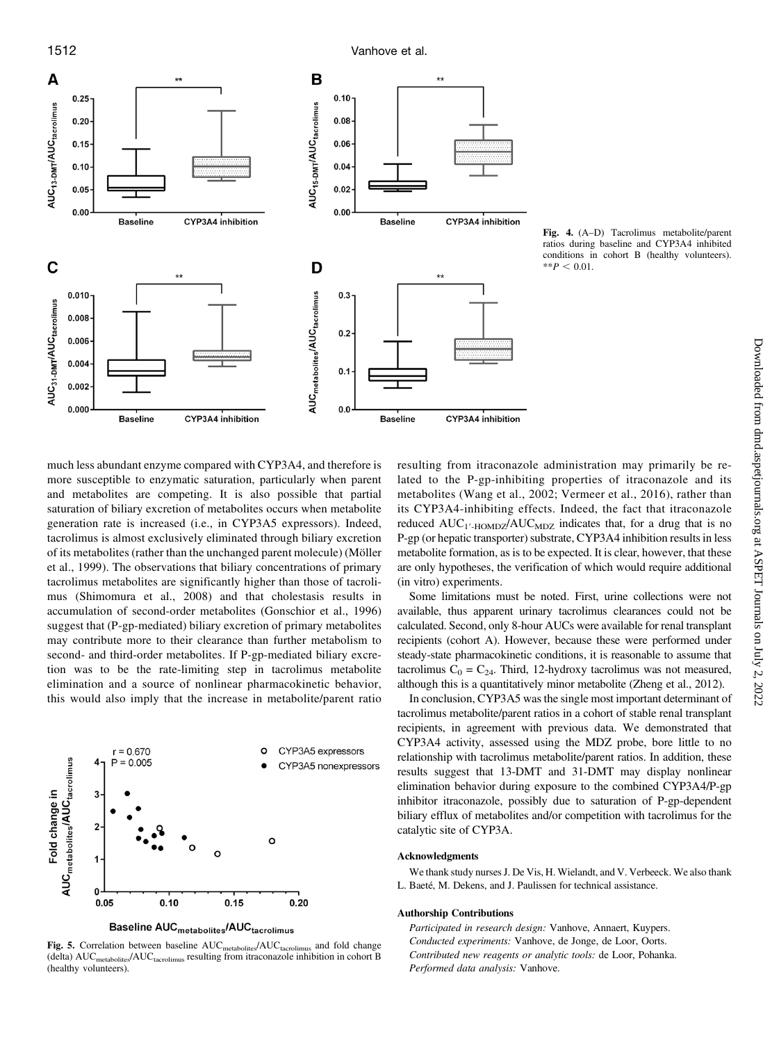Fig. 4. (A–D) Tacrolimus metabolite/parent ratios during baseline and CYP3A4 inhibited conditions in cohort B (healthy volunteers). $^{**}P < 0.01$.

much less abundant enzyme compared with CYP3A4, and therefore is more susceptible to enzymatic saturation, particularly when parent and metabolites are competing. It is also possible that partial saturation of biliary excretion of metabolites occurs when metabolite generation rate is increased (i.e., in CYP3A5 expressors). Indeed, tacrolimus is almost exclusively eliminated through biliary excretion of its metabolites (rather than the unchanged parent molecule) (Möller et al., 1999). The observations that biliary concentrations of primary tacrolimus metabolites are significantly higher than those of tacrolimus (Shimomura et al., 2008) and that cholestasis results in accumulation of second-order metabolites (Gonschior et al., 1996) suggest that (P-gp-mediated) biliary excretion of primary metabolites may contribute more to their clearance than further metabolism to second- and third-order metabolites. If P-gp-mediated biliary excretion was to be the rate-limiting step in tacrolimus metabolite elimination and a source of nonlinear pharmacokinetic behavior, this would also imply that the increase in metabolite/parent ratio resulting from itraconazole administration may primarily be related to the P-gp-inhibiting properties of itraconazole and its metabolites (Wang et al., 2002; Vermeer et al., 2016), rather than its CYP3A4-inhibiting effects. Indeed, the fact that itraconazole reduced $AUC_{1'\text{-HOMDZ}}/AUC_{MDZ}$ indicates that, for a drug that is no P-gp (or hepatic transporter) substrate, CYP3A4 inhibition results in less metabolite formation, as is to be expected. It is clear, however, that these are only hypotheses, the verification of which would require additional (in vitro) experiments.

Fig. 5. Correlation between baseline $AUC_{metabolites}/AUC_{tacrolimus}$ and fold change (delta) $AUC_{metabolites}/AUC_{tacrolimus}$ resulting from itraconazole inhibition in cohort B (healthy volunteers).

Some limitations must be noted. First, urine collections were not available, thus apparent urinary tacrolimus clearances could not be calculated. Second, only 8-hour AUCs were available for renal transplant recipients (cohort A). However, because these were performed under steady-state pharmacokinetic conditions, it is reasonable to assume that tacrolimus $C_0 = C_{24}$. Third, 12-hydroxy tacrolimus was not measured, although this is a quantitatively minor metabolite (Zheng et al., 2012).

In conclusion, CYP3A5 was the single most important determinant of tacrolimus metabolite/parent ratios in a cohort of stable renal transplant recipients, in agreement with previous data. We demonstrated that CYP3A4 activity, assessed using the MDZ probe, bore little to no relationship with tacrolimus metabolite/parent ratios. In addition, these results suggest that 13-DMT and 31-DMT may display nonlinear elimination behavior during exposure to the combined CYP3A4/P-gp inhibitor itraconazole, possibly due to saturation of P-gp-dependent biliary efflux of metabolites and/or competition with tacrolimus for the catalytic site of CYP3A.

### Acknowledgments

We thank study nurses J. De Vis, H. Wielandt, and V. Verbeeck. We also thank L. Baeté, M. Dekens, and J. Paulissen for technical assistance.

### Authorship Contributions

*Participated in research design:* Vanhove, Annaert, Kuypers.
*Conducted experiments:* Vanhove, de Jonge, de Loor, Oorts.
*Contributed new reagents or analytic tools:* de Loor, Pohanka.
*Performed data analysis:* Vanhove.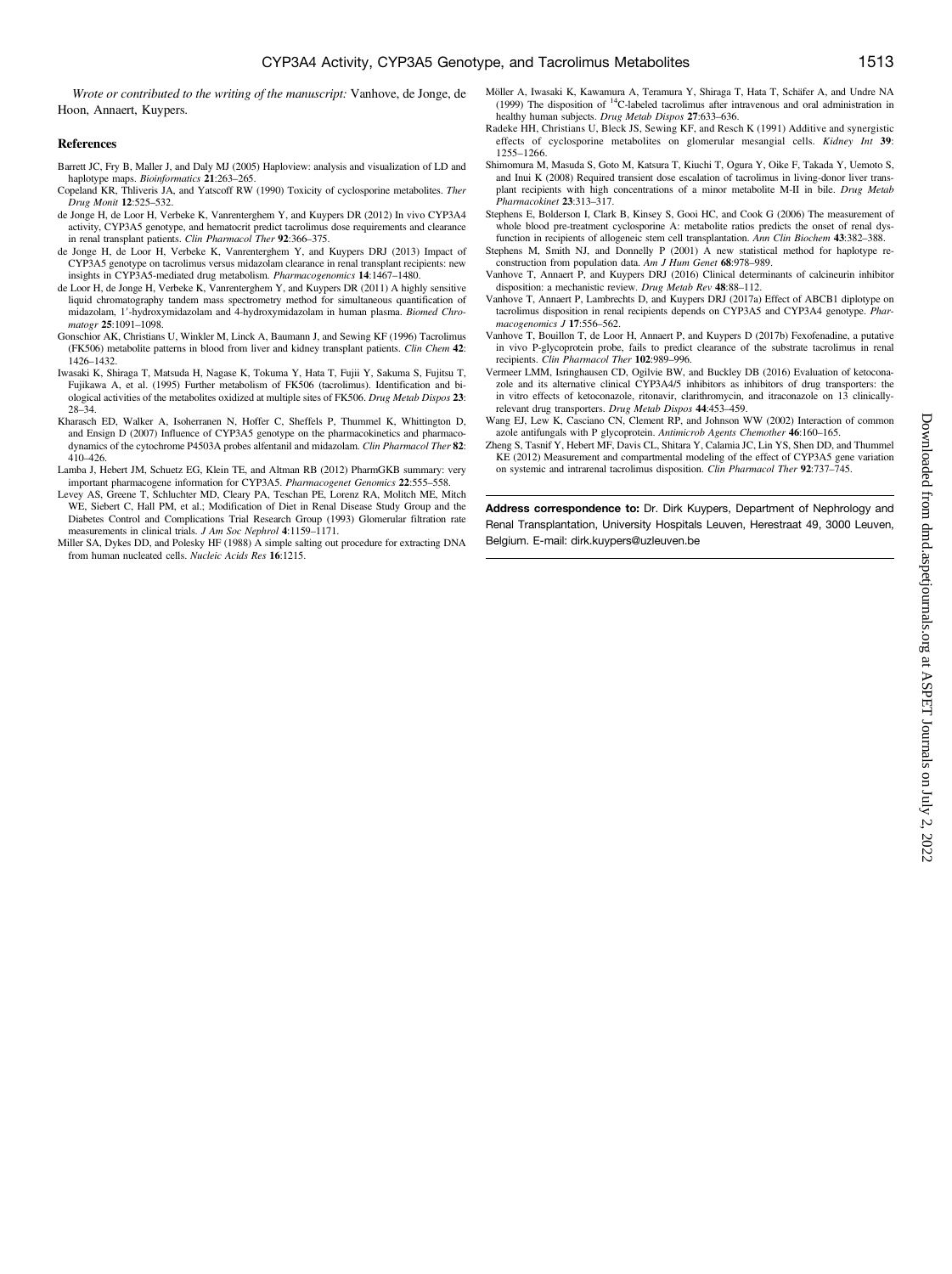*Wrote or contributed to the writing of the manuscript:* Vanhove, de Jonge, de Hoon, Annaert, Kuypers.

## References

Barrett JC, Fry B, Maller J, and Daly MJ (2005) Haploview: analysis and visualization of LD and haplotype maps. *Bioinformatics* **21**:263–265.

Copeland KR, Thliveris JA, and Yatscoff RW (1990) Toxicity of cyclosporine metabolites. *Ther Drug Monit* **12**:525–532.

de Jonge H, de Loor H, Verbeke K, Vanrenterghem Y, and Kuypers DR (2012) In vivo CYP3A4 activity, CYP3A5 genotype, and hematocrit predict tacrolimus dose requirements and clearance in renal transplant patients. *Clin Pharmacol Ther* **92**:366–375.

de Jonge H, de Loor H, Verbeke K, Vanrenterghem Y, and Kuypers DRJ (2013) Impact of CYP3A5 genotype on tacrolimus versus midazolam clearance in renal transplant recipients: new insights in CYP3A5-mediated drug metabolism. *Pharmacogenomics* **14**:1467–1480.

de Loor H, de Jonge H, Verbeke K, Vanrenterghem Y, and Kuypers DR (2011) A highly sensitive liquid chromatography tandem mass spectrometry method for simultaneous quantification of midazolam, 1′-hydroxymidazolam and 4-hydroxymidazolam in human plasma. *Biomed Chromatogr* **25**:1091–1098.

Gonschior AK, Christians U, Winkler M, Linck A, Baumann J, and Sewing KF (1996) Tacrolimus (FK506) metabolite patterns in blood from liver and kidney transplant patients. *Clin Chem* **42**: 1426–1432.

Iwasaki K, Shiraga T, Matsuda H, Nagase K, Tokuma Y, Hata T, Fujii Y, Sakuma S, Fujitsu T, Fujikawa A, et al. (1995) Further metabolism of FK506 (tacrolimus). Identification and biological activities of the metabolites oxidized at multiple sites of FK506. *Drug Metab Dispos* **23**: 28–34.

Kharasch ED, Walker A, Isoherranen N, Hoffer C, Sheffels P, Thummel K, Whittington D, and Ensign D (2007) Influence of CYP3A5 genotype on the pharmacokinetics and pharmacodynamics of the cytochrome P4503A probes alfentanil and midazolam. *Clin Pharmacol Ther* **82**: 410–426.

Lamba J, Hebert JM, Schuetz EG, Klein TE, and Altman RB (2012) PharmGKB summary: very important pharmacogene information for CYP3A5. *Pharmacogenet Genomics* **22**:555–558.

Levey AS, Greene T, Schluchter MD, Cleary PA, Teschan PE, Lorenz RA, Molitch ME, Mitch WE, Siebert C, Hall PM, et al.; Modification of Diet in Renal Disease Study Group and the Diabetes Control and Complications Trial Research Group (1993) Glomerular filtration rate measurements in clinical trials. *J Am Soc Nephrol* **4**:1159–1171.

Miller SA, Dykes DD, and Polesky HF (1988) A simple salting out procedure for extracting DNA from human nucleated cells. *Nucleic Acids Res* **16**:1215.

Möller A, Iwasaki K, Kawamura A, Teramura Y, Shiraga T, Hata T, Schäfer A, and Undre NA (1999) The disposition of $^{14}$C-labeled tacrolimus after intravenous and oral administration in healthy human subjects. *Drug Metab Dispos* **27**:633–636.

Radeke HH, Christians U, Bleck JS, Sewing KF, and Resch K (1991) Additive and synergistic effects of cyclosporine metabolites on glomerular mesangial cells. *Kidney Int* **39**: 1255–1266.

Shimomura M, Masuda S, Goto M, Katsura T, Kiuchi T, Ogura Y, Oike F, Takada Y, Uemoto S, and Inui K (2008) Required transient dose escalation of tacrolimus in living-donor liver transplant recipients with high concentrations of a minor metabolite M-II in bile. *Drug Metab Pharmacokinet* **23**:313–317.

Stephens E, Bolderson I, Clark B, Kinsey S, Gooi HC, and Cook G (2006) The measurement of whole blood pre-treatment cyclosporine A: metabolite ratios predicts the onset of renal dysfunction in recipients of allogeneic stem cell transplantation. *Ann Clin Biochem* **43**:382–388.

Stephens M, Smith NJ, and Donnelly P (2001) A new statistical method for haplotype reconstruction from population data. *Am J Hum Genet* **68**:978–989.

Vanhove T, Annaert P, and Kuypers DRJ (2016) Clinical determinants of calcineurin inhibitor disposition: a mechanistic review. *Drug Metab Rev* **48**:88–112.

Vanhove T, Annaert P, Lambrechts D, and Kuypers DRJ (2017a) Effect of ABCB1 diplotype on tacrolimus disposition in renal recipients depends on CYP3A5 and CYP3A4 genotype. *Pharmacogenomics J* **17**:556–562.

Vanhove T, Bouillon T, de Loor H, Annaert P, and Kuypers D (2017b) Fexofenadine, a putative in vivo P-glycoprotein probe, fails to predict clearance of the substrate tacrolimus in renal recipients. *Clin Pharmacol Ther* **102**:989–996.

Vermeer LMM, Isringhausen CD, Ogilvie BW, and Buckley DB (2016) Evaluation of ketoconazole and its alternative clinical CYP3A4/5 inhibitors as inhibitors of drug transporters: the in vitro effects of ketoconazole, ritonavir, clarithromycin, and itraconazole on 13 clinically-relevant drug transporters. *Drug Metab Dispos* **44**:453–459.

Wang EJ, Lew K, Casciano CN, Clement RP, and Johnson WW (2002) Interaction of common azole antifungals with P glycoprotein. *Antimicrob Agents Chemother* **46**:160–165.

Zheng S, Tasnif Y, Hebert MF, Davis CL, Shitara Y, Calamia JC, Lin YS, Shen DD, and Thummel KE (2012) Measurement and compartmental modeling of the effect of CYP3A5 gene variation on systemic and intrarenal tacrolimus disposition. *Clin Pharmacol Ther* **92**:737–745.

**Address correspondence to:** Dr. Dirk Kuypers, Department of Nephrology and Renal Transplantation, University Hospitals Leuven, Herestraat 49, 3000 Leuven, Belgium. E-mail: dirk.kuypers@uzleuven.be